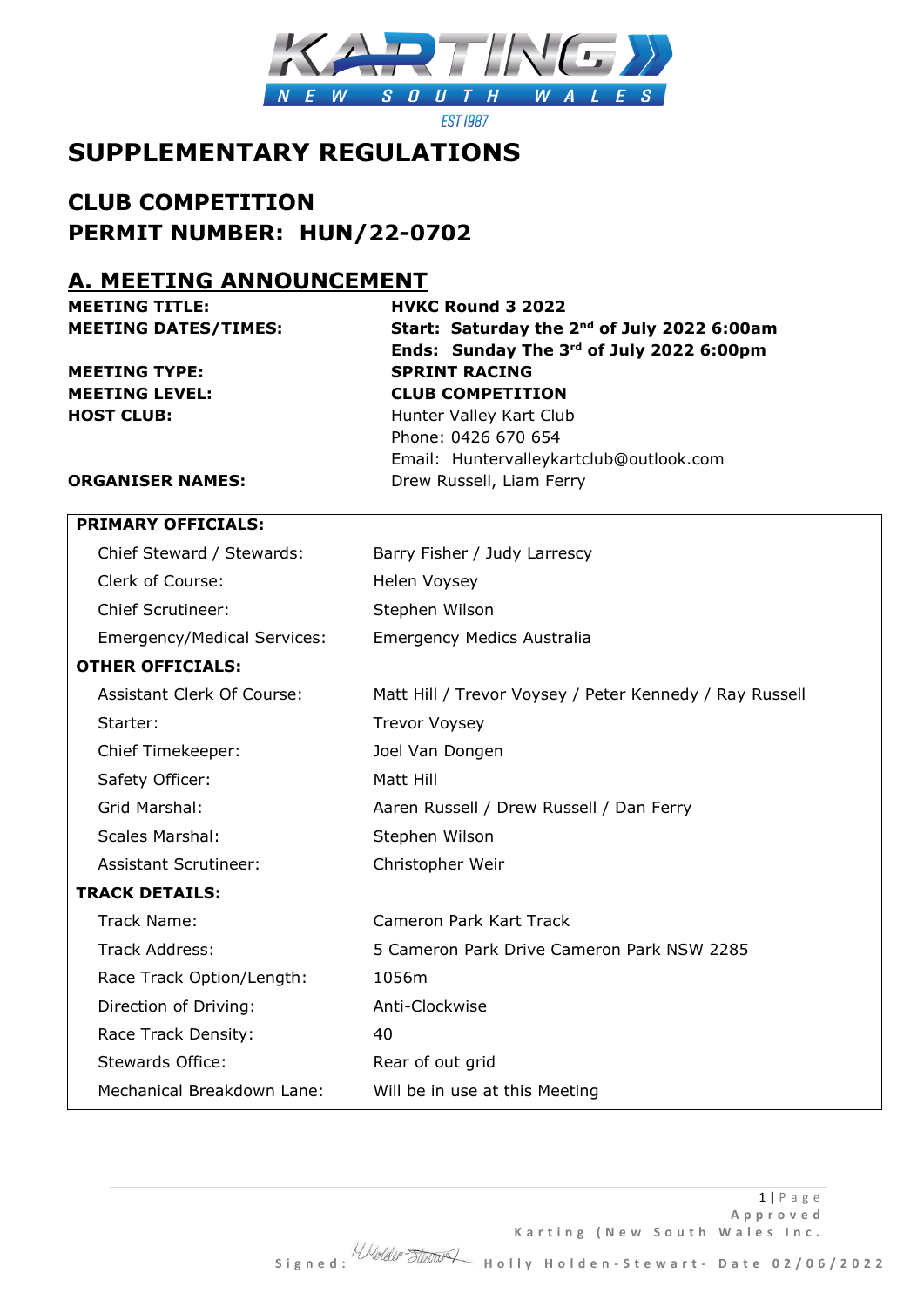# SUPPLEMENTARY REGULATIONS

## CLUB COMPETITION
## PERMIT NUMBER: HUN/22-0702

## A. MEETING ANNOUNCEMENT

| | |
|---|---|
| **MEETING TITLE:** | **HVKC Round 3 2022** |
| **MEETING DATES/TIMES:** | **Start: Saturday the 2nd of July 2022 6:00am** |
| | **Ends: Sunday The 3rd of July 2022 6:00pm** |
| **MEETING TYPE:** | **SPRINT RACING** |
| **MEETING LEVEL:** | **CLUB COMPETITION** |
| **HOST CLUB:** | Hunter Valley Kart Club |
| | Phone: 0426 670 654 |
| | Email: Huntervalleykartclub@outlook.com |
| **ORGANISER NAMES:** | Drew Russell, Liam Ferry |

| **PRIMARY OFFICIALS:** | |
|---|---|
| Chief Steward / Stewards: | Barry Fisher / Judy Larrescy |
| Clerk of Course: | Helen Voysey |
| Chief Scrutineer: | Stephen Wilson |
| Emergency/Medical Services: | Emergency Medics Australia |
| **OTHER OFFICIALS:** | |
| Assistant Clerk Of Course: | Matt Hill / Trevor Voysey / Peter Kennedy / Ray Russell |
| Starter: | Trevor Voysey |
| Chief Timekeeper: | Joel Van Dongen |
| Safety Officer: | Matt Hill |
| Grid Marshal: | Aaren Russell / Drew Russell / Dan Ferry |
| Scales Marshal: | Stephen Wilson |
| Assistant Scrutineer: | Christopher Weir |
| **TRACK DETAILS:** | |
| Track Name: | Cameron Park Kart Track |
| Track Address: | 5 Cameron Park Drive Cameron Park NSW 2285 |
| Race Track Option/Length: | 1056m |
| Direction of Driving: | Anti-Clockwise |
| Race Track Density: | 40 |
| Stewards Office: | Rear of out grid |
| Mechanical Breakdown Lane: | Will be in use at this Meeting |

Approved Karting (New South Wales Inc.

Signed: Holly Holden-Stewart- Date 02/06/2022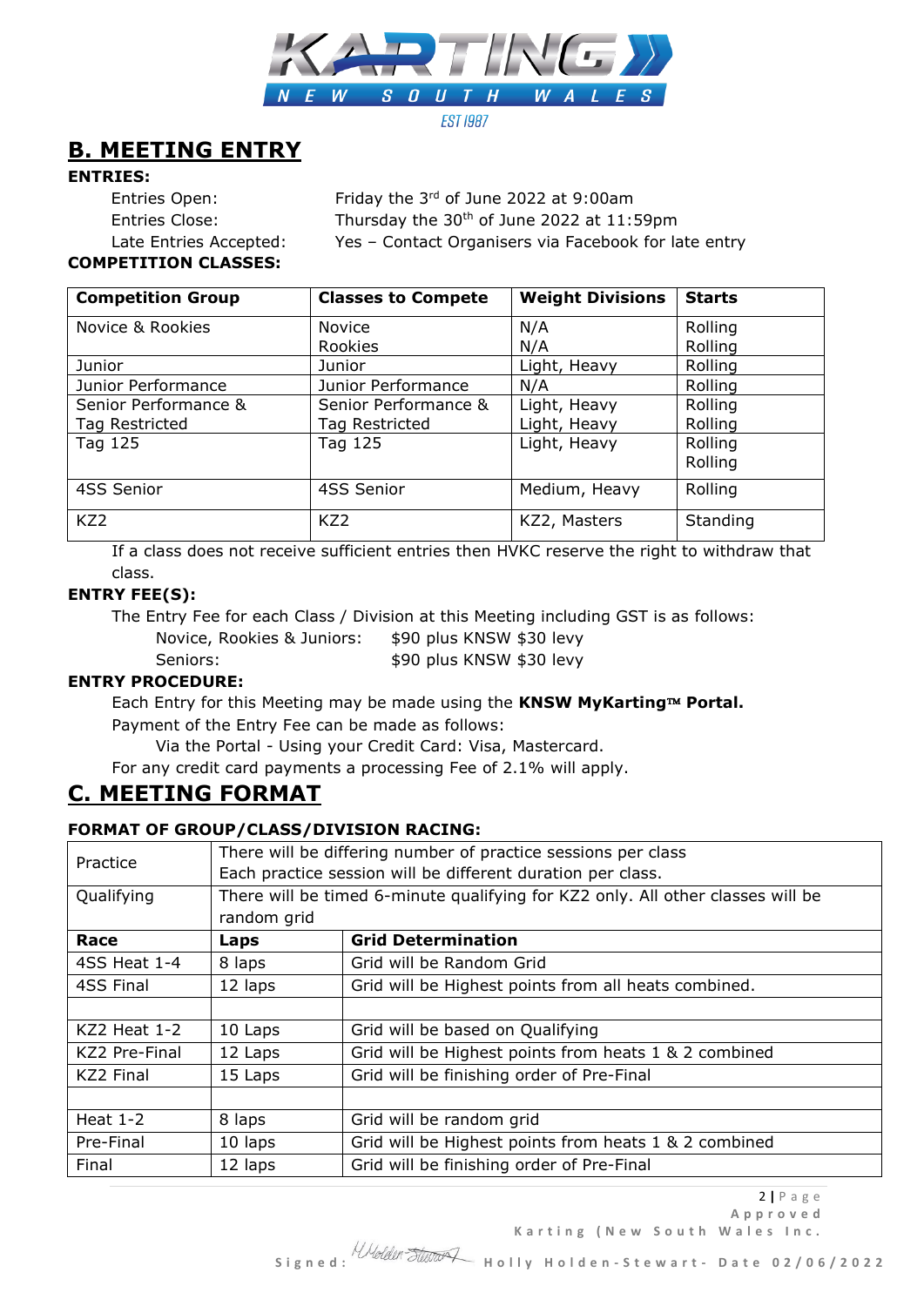## B. MEETING ENTRY

**ENTRIES:**

Entries Open: Friday the 3rd of June 2022 at 9:00am

Entries Close: Thursday the 30th of June 2022 at 11:59pm

Late Entries Accepted: Yes – Contact Organisers via Facebook for late entry

**COMPETITION CLASSES:**

| Competition Group | Classes to Compete | Weight Divisions | Starts |
|---|---|---|---|
| Novice & Rookies | Novice<br>Rookies | N/A<br>N/A | Rolling<br>Rolling |
| Junior | Junior | Light, Heavy | Rolling |
| Junior Performance | Junior Performance | N/A | Rolling |
| Senior Performance & Tag Restricted | Senior Performance & Tag Restricted | Light, Heavy<br>Light, Heavy | Rolling<br>Rolling |
| Tag 125 | Tag 125 | Light, Heavy | Rolling<br>Rolling |
| 4SS Senior | 4SS Senior | Medium, Heavy | Rolling |
| KZ2 | KZ2 | KZ2, Masters | Standing |

If a class does not receive sufficient entries then HVKC reserve the right to withdraw that class.

**ENTRY FEE(S):**

The Entry Fee for each Class / Division at this Meeting including GST is as follows:

Novice, Rookies & Juniors: $90 plus KNSW $30 levy

Seniors: $90 plus KNSW $30 levy

**ENTRY PROCEDURE:**

Each Entry for this Meeting may be made using the **KNSW MyKarting™ Portal.**

Payment of the Entry Fee can be made as follows:

Via the Portal - Using your Credit Card: Visa, Mastercard.

For any credit card payments a processing Fee of 2.1% will apply.

## C. MEETING FORMAT

**FORMAT OF GROUP/CLASS/DIVISION RACING:**

| Practice | There will be differing number of practice sessions per class<br>Each practice session will be different duration per class. | |
|---|---|---|
| Qualifying | There will be timed 6-minute qualifying for KZ2 only. All other classes will be random grid | |
| **Race** | **Laps** | **Grid Determination** |
| 4SS Heat 1-4 | 8 laps | Grid will be Random Grid |
| 4SS Final | 12 laps | Grid will be Highest points from all heats combined. |
| | | |
| KZ2 Heat 1-2 | 10 Laps | Grid will be based on Qualifying |
| KZ2 Pre-Final | 12 Laps | Grid will be Highest points from heats 1 & 2 combined |
| KZ2 Final | 15 Laps | Grid will be finishing order of Pre-Final |
| | | |
| Heat 1-2 | 8 laps | Grid will be random grid |
| Pre-Final | 10 laps | Grid will be Highest points from heats 1 & 2 combined |
| Final | 12 laps | Grid will be finishing order of Pre-Final |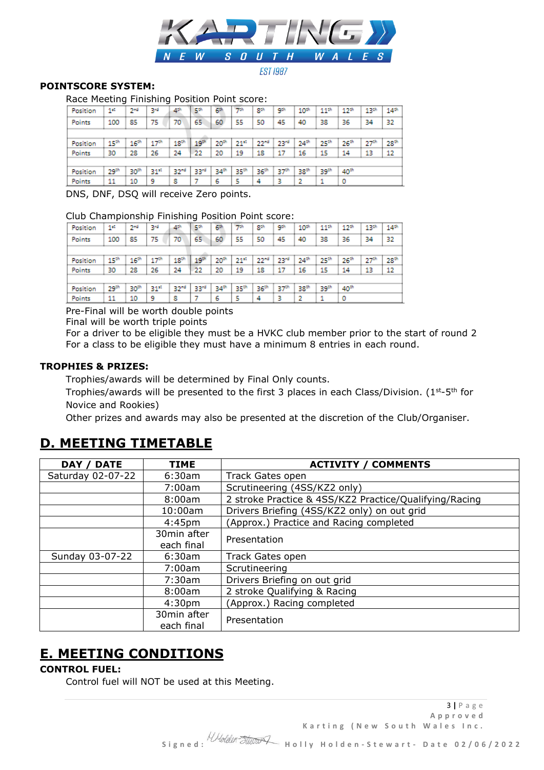**POINTSCORE SYSTEM:**

Race Meeting Finishing Position Point score:

| Position | 1st | 2nd | 3rd | 4th | 5th | 6th | 7th | 8th | 9th | 10th | 11th | 12th | 13th | 14th |
|---|---|---|---|---|---|---|---|---|---|---|---|---|---|---|
| Points | 100 | 85 | 75 | 70 | 65 | 60 | 55 | 50 | 45 | 40 | 38 | 36 | 34 | 32 |
| | | | | | | | | | | | | | | |
| Position | 15th | 16th | 17th | 18th | 19th | 20th | 21st | 22nd | 23rd | 24th | 25th | 26th | 27th | 28th |
| Points | 30 | 28 | 26 | 24 | 22 | 20 | 19 | 18 | 17 | 16 | 15 | 14 | 13 | 12 |
| | | | | | | | | | | | | | | |
| Position | 29th | 30th | 31st | 32nd | 33rd | 34th | 35th | 36th | 37th | 38th | 39th | 40th | | |
| Points | 11 | 10 | 9 | 8 | 7 | 6 | 5 | 4 | 3 | 2 | 1 | 0 | | |

DNS, DNF, DSQ will receive Zero points.

Club Championship Finishing Position Point score:

| Position | 1st | 2nd | 3rd | 4th | 5th | 6th | 7th | 8th | 9th | 10th | 11th | 12th | 13th | 14th |
|---|---|---|---|---|---|---|---|---|---|---|---|---|---|---|
| Points | 100 | 85 | 75 | 70 | 65 | 60 | 55 | 50 | 45 | 40 | 38 | 36 | 34 | 32 |
| | | | | | | | | | | | | | | |
| Position | 15th | 16th | 17th | 18th | 19th | 20th | 21st | 22nd | 23rd | 24th | 25th | 26th | 27th | 28th |
| Points | 30 | 28 | 26 | 24 | 22 | 20 | 19 | 18 | 17 | 16 | 15 | 14 | 13 | 12 |
| | | | | | | | | | | | | | | |
| Position | 29th | 30th | 31st | 32nd | 33rd | 34th | 35th | 36th | 37th | 38th | 39th | 40th | | |
| Points | 11 | 10 | 9 | 8 | 7 | 6 | 5 | 4 | 3 | 2 | 1 | 0 | | |

Pre-Final will be worth double points
Final will be worth triple points
For a driver to be eligible they must be a HVKC club member prior to the start of round 2
For a class to be eligible they must have a minimum 8 entries in each round.

**TROPHIES & PRIZES:**

Trophies/awards will be determined by Final Only counts.
Trophies/awards will be presented to the first 3 places in each Class/Division. (1st-5th for Novice and Rookies)
Other prizes and awards may also be presented at the discretion of the Club/Organiser.

## D. MEETING TIMETABLE

| DAY / DATE | TIME | ACTIVITY / COMMENTS |
|---|---|---|
| Saturday 02-07-22 | 6:30am | Track Gates open |
| | 7:00am | Scrutineering (4SS/KZ2 only) |
| | 8:00am | 2 stroke Practice & 4SS/KZ2 Practice/Qualifying/Racing |
| | 10:00am | Drivers Briefing (4SS/KZ2 only) on out grid |
| | 4:45pm | (Approx.) Practice and Racing completed |
| | 30min after each final | Presentation |
| Sunday 03-07-22 | 6:30am | Track Gates open |
| | 7:00am | Scrutineering |
| | 7:30am | Drivers Briefing on out grid |
| | 8:00am | 2 stroke Qualifying & Racing |
| | 4:30pm | (Approx.) Racing completed |
| | 30min after each final | Presentation |

## E. MEETING CONDITIONS

**CONTROL FUEL:**

Control fuel will NOT be used at this Meeting.

Approved
Karting (New South Wales Inc.
Signed: Holly Holden-Stewart- Date 02/06/2022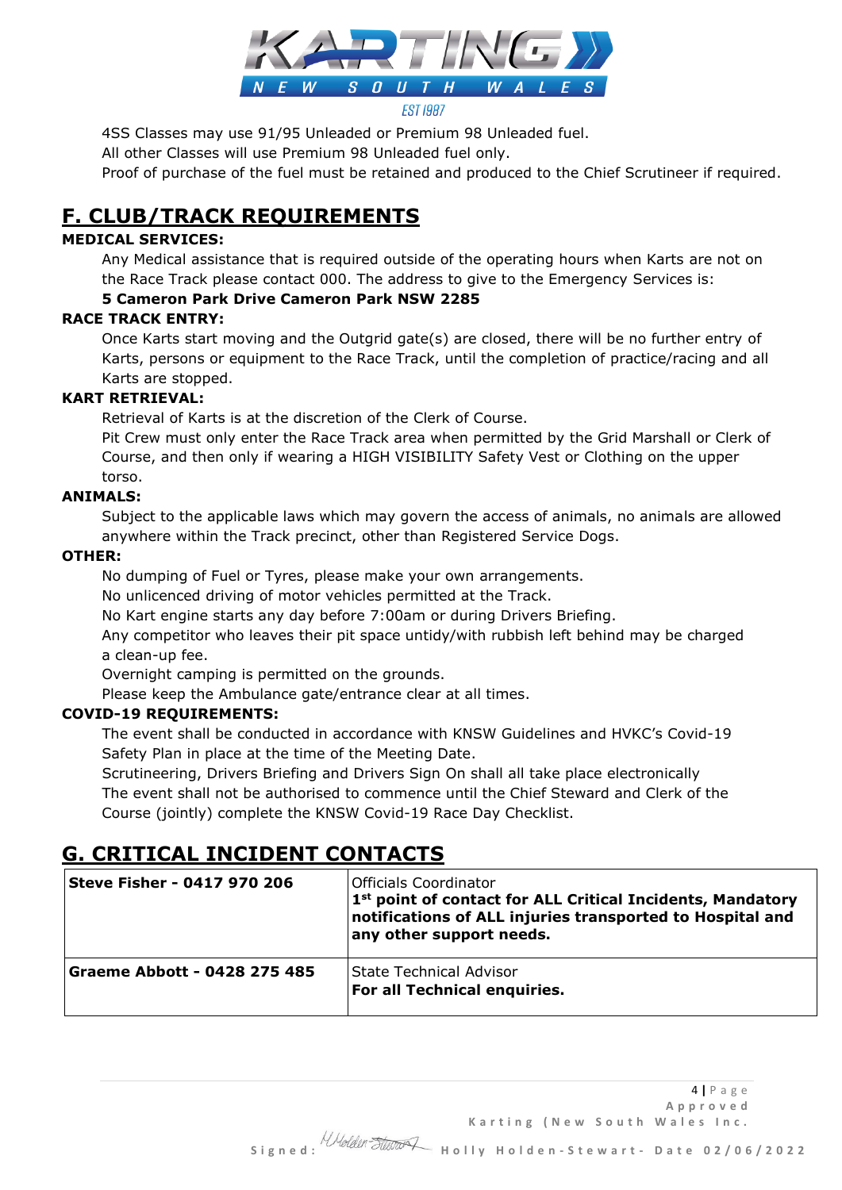4SS Classes may use 91/95 Unleaded or Premium 98 Unleaded fuel.
All other Classes will use Premium 98 Unleaded fuel only.
Proof of purchase of the fuel must be retained and produced to the Chief Scrutineer if required.

## F. CLUB/TRACK REQUIREMENTS

**MEDICAL SERVICES:**

Any Medical assistance that is required outside of the operating hours when Karts are not on the Race Track please contact 000. The address to give to the Emergency Services is:
**5 Cameron Park Drive Cameron Park NSW 2285**

**RACE TRACK ENTRY:**

Once Karts start moving and the Outgrid gate(s) are closed, there will be no further entry of Karts, persons or equipment to the Race Track, until the completion of practice/racing and all Karts are stopped.

**KART RETRIEVAL:**

Retrieval of Karts is at the discretion of the Clerk of Course.
Pit Crew must only enter the Race Track area when permitted by the Grid Marshall or Clerk of Course, and then only if wearing a HIGH VISIBILITY Safety Vest or Clothing on the upper torso.

**ANIMALS:**

Subject to the applicable laws which may govern the access of animals, no animals are allowed anywhere within the Track precinct, other than Registered Service Dogs.

**OTHER:**

No dumping of Fuel or Tyres, please make your own arrangements.
No unlicenced driving of motor vehicles permitted at the Track.
No Kart engine starts any day before 7:00am or during Drivers Briefing.
Any competitor who leaves their pit space untidy/with rubbish left behind may be charged a clean-up fee.
Overnight camping is permitted on the grounds.
Please keep the Ambulance gate/entrance clear at all times.

**COVID-19 REQUIREMENTS:**

The event shall be conducted in accordance with KNSW Guidelines and HVKC's Covid-19 Safety Plan in place at the time of the Meeting Date.
Scrutineering, Drivers Briefing and Drivers Sign On shall all take place electronically
The event shall not be authorised to commence until the Chief Steward and Clerk of the Course (jointly) complete the KNSW Covid-19 Race Day Checklist.

## G. CRITICAL INCIDENT CONTACTS

| | |
|---|---|
| **Steve Fisher - 0417 970 206** | Officials Coordinator<br>**1st point of contact for ALL Critical Incidents, Mandatory notifications of ALL injuries transported to Hospital and any other support needs.** |
| **Graeme Abbott - 0428 275 485** | State Technical Advisor<br>**For all Technical enquiries.** |

Approved Karting (New South Wales Inc.
Signed: Holly Holden-Stewart - Date 02/06/2022